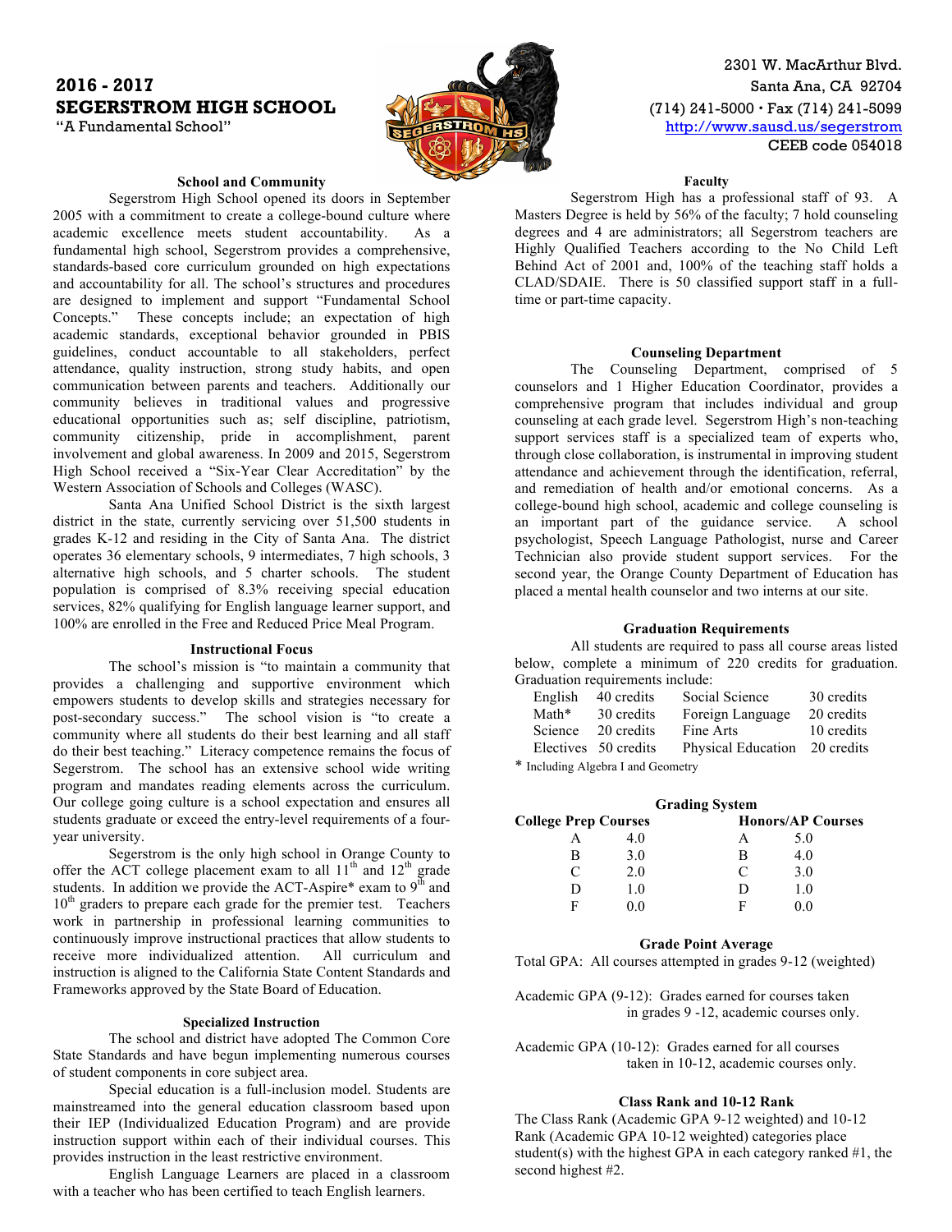# 2016 - 2017
# SEGERSTROM HIGH SCHOOL
"A Fundamental School"

2301 W. MacArthur Blvd.
Santa Ana, CA 92704
(714) 241-5000 • Fax (714) 241-5099
http://www.sausd.us/segerstrom
CEEB code 054018

## School and Community

Segerstrom High School opened its doors in September 2005 with a commitment to create a college-bound culture where academic excellence meets student accountability. As a fundamental high school, Segerstrom provides a comprehensive, standards-based core curriculum grounded on high expectations and accountability for all. The school's structures and procedures are designed to implement and support "Fundamental School Concepts." These concepts include; an expectation of high academic standards, exceptional behavior grounded in PBIS guidelines, conduct accountable to all stakeholders, perfect attendance, quality instruction, strong study habits, and open communication between parents and teachers. Additionally our community believes in traditional values and progressive educational opportunities such as; self discipline, patriotism, community citizenship, pride in accomplishment, parent involvement and global awareness. In 2009 and 2015, Segerstrom High School received a "Six-Year Clear Accreditation" by the Western Association of Schools and Colleges (WASC).

Santa Ana Unified School District is the sixth largest district in the state, currently servicing over 51,500 students in grades K-12 and residing in the City of Santa Ana. The district operates 36 elementary schools, 9 intermediates, 7 high schools, 3 alternative high schools, and 5 charter schools. The student population is comprised of 8.3% receiving special education services, 82% qualifying for English language learner support, and 100% are enrolled in the Free and Reduced Price Meal Program.

## Instructional Focus

The school's mission is "to maintain a community that provides a challenging and supportive environment which empowers students to develop skills and strategies necessary for post-secondary success." The school vision is "to create a community where all students do their best learning and all staff do their best teaching." Literacy competence remains the focus of Segerstrom. The school has an extensive school wide writing program and mandates reading elements across the curriculum. Our college going culture is a school expectation and ensures all students graduate or exceed the entry-level requirements of a four-year university.

Segerstrom is the only high school in Orange County to offer the ACT college placement exam to all 11th and 12th grade students. In addition we provide the ACT-Aspire* exam to 9th and 10th graders to prepare each grade for the premier test. Teachers work in partnership in professional learning communities to continuously improve instructional practices that allow students to receive more individualized attention. All curriculum and instruction is aligned to the California State Content Standards and Frameworks approved by the State Board of Education.

## Specialized Instruction

The school and district have adopted The Common Core State Standards and have begun implementing numerous courses of student components in core subject area.

Special education is a full-inclusion model. Students are mainstreamed into the general education classroom based upon their IEP (Individualized Education Program) and are provide instruction support within each of their individual courses. This provides instruction in the least restrictive environment.

English Language Learners are placed in a classroom with a teacher who has been certified to teach English learners.

## Faculty

Segerstrom High has a professional staff of 93. A Masters Degree is held by 56% of the faculty; 7 hold counseling degrees and 4 are administrators; all Segerstrom teachers are Highly Qualified Teachers according to the No Child Left Behind Act of 2001 and, 100% of the teaching staff holds a CLAD/SDAIE. There is 50 classified support staff in a full-time or part-time capacity.

## Counseling Department

The Counseling Department, comprised of 5 counselors and 1 Higher Education Coordinator, provides a comprehensive program that includes individual and group counseling at each grade level. Segerstrom High's non-teaching support services staff is a specialized team of experts who, through close collaboration, is instrumental in improving student attendance and achievement through the identification, referral, and remediation of health and/or emotional concerns. As a college-bound high school, academic and college counseling is an important part of the guidance service. A school psychologist, Speech Language Pathologist, nurse and Career Technician also provide student support services. For the second year, the Orange County Department of Education has placed a mental health counselor and two interns at our site.

## Graduation Requirements

All students are required to pass all course areas listed below, complete a minimum of 220 credits for graduation. Graduation requirements include:

| | | | |
|---|---|---|---|
| English | 40 credits | Social Science | 30 credits |
| Math* | 30 credits | Foreign Language | 20 credits |
| Science | 20 credits | Fine Arts | 10 credits |
| Electives | 50 credits | Physical Education | 20 credits |

* Including Algebra I and Geometry

## Grading System

| College Prep Courses | | Honors/AP Courses | |
|---|---|---|---|
| A | 4.0 | A | 5.0 |
| B | 3.0 | B | 4.0 |
| C | 2.0 | C | 3.0 |
| D | 1.0 | D | 1.0 |
| F | 0.0 | F | 0.0 |

## Grade Point Average

Total GPA: All courses attempted in grades 9-12 (weighted)

Academic GPA (9-12): Grades earned for courses taken in grades 9 -12, academic courses only.

Academic GPA (10-12): Grades earned for all courses taken in 10-12, academic courses only.

## Class Rank and 10-12 Rank

The Class Rank (Academic GPA 9-12 weighted) and 10-12 Rank (Academic GPA 10-12 weighted) categories place student(s) with the highest GPA in each category ranked #1, the second highest #2.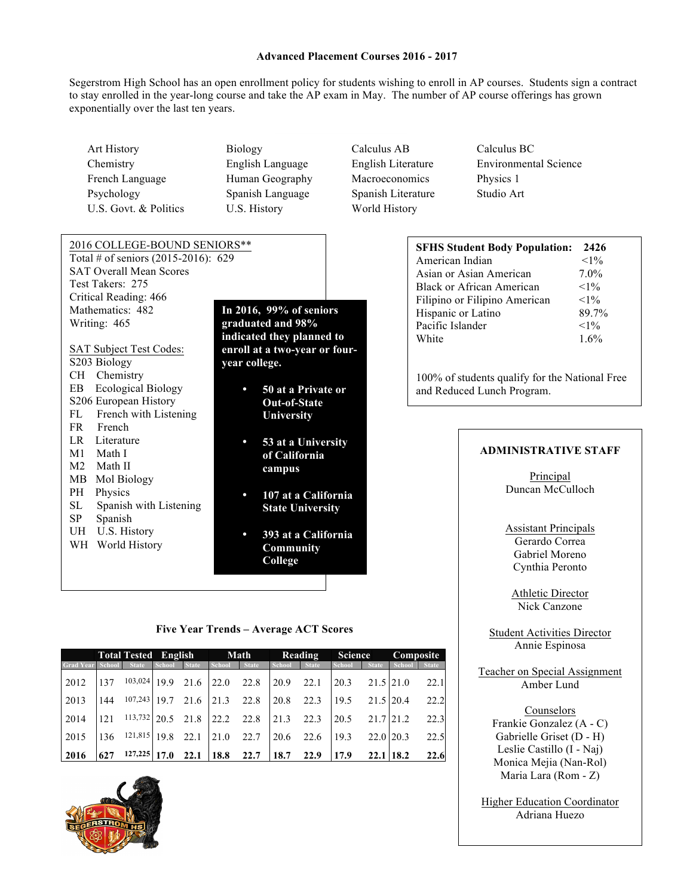**Advanced Placement Courses 2016 - 2017**

Segerstrom High School has an open enrollment policy for students wishing to enroll in AP courses. Students sign a contract to stay enrolled in the year-long course and take the AP exam in May. The number of AP course offerings has grown exponentially over the last ten years.

| | | | |
|---|---|---|---|
| Art History | Biology | Calculus AB | Calculus BC |
| Chemistry | English Language | English Literature | Environmental Science |
| French Language | Human Geography | Macroeconomics | Physics 1 |
| Psychology | Spanish Language | Spanish Literature | Studio Art |
| U.S. Govt. & Politics | U.S. History | World History | |

2016 COLLEGE-BOUND SENIORS**

Total # of seniors (2015-2016): 629

SAT Overall Mean Scores

Test Takers: 275

Critical Reading: 466

Mathematics: 482

Writing: 465

SAT Subject Test Codes:

- S203 Biology
- CH Chemistry
- EB Ecological Biology
- S206 European History
- FL French with Listening
- FR French
- LR Literature
- M1 Math I
- M2 Math II
- MB Mol Biology
- PH Physics
- SL Spanish with Listening
- SP Spanish
- UH U.S. History
- WH World History

**In 2016, 99% of seniors graduated and 98% indicated they planned to enroll at a two-year or four-year college.**

- **50 at a Private or Out-of-State University**
- **53 at a University of California campus**
- **107 at a California State University**
- **393 at a California Community College**

| **SFHS Student Body Population:** | **2426** |
|---|---|
| American Indian | <1% |
| Asian or Asian American | 7.0% |
| Black or African American | <1% |
| Filipino or Filipino American | <1% |
| Hispanic or Latino | 89.7% |
| Pacific Islander | <1% |
| White | 1.6% |

100% of students qualify for the National Free and Reduced Lunch Program.

**ADMINISTRATIVE STAFF**

Principal
Duncan McCulloch

Assistant Principals
Gerardo Correa
Gabriel Moreno
Cynthia Peronto

Athletic Director
Nick Canzone

Student Activities Director
Annie Espinosa

Teacher on Special Assignment
Amber Lund

Counselors
Frankie Gonzalez (A - C)
Gabrielle Griset (D - H)
Leslie Castillo (I - Naj)
Monica Mejia (Nan-Rol)
Maria Lara (Rom - Z)

Higher Education Coordinator
Adriana Huezo

**Five Year Trends – Average ACT Scores**

| | Total Tested | | English | | Math | | Reading | | Science | | Composite | |
|---|---|---|---|---|---|---|---|---|---|---|---|---|
| Grad Year | School | State | School | State | School | State | School | State | School | State | School | State |
| 2012 | 137 | 103,024 | 19.9 | 21.6 | 22.0 | 22.8 | 20.9 | 22.1 | 20.3 | 21.5 | 21.0 | 22.1 |
| 2013 | 144 | 107,243 | 19.7 | 21.6 | 21.3 | 22.8 | 20.8 | 22.3 | 19.5 | 21.5 | 20.4 | 22.2 |
| 2014 | 121 | 113,732 | 20.5 | 21.8 | 22.2 | 22.8 | 21.3 | 22.3 | 20.5 | 21.7 | 21.2 | 22.3 |
| 2015 | 136 | 121,815 | 19.8 | 22.1 | 21.0 | 22.7 | 20.6 | 22.6 | 19.3 | 22.0 | 20.3 | 22.5 |
| **2016** | **627** | **127,225** | **17.0** | **22.1** | **18.8** | **22.7** | **18.7** | **22.9** | **17.9** | **22.1** | **18.2** | **22.6** |